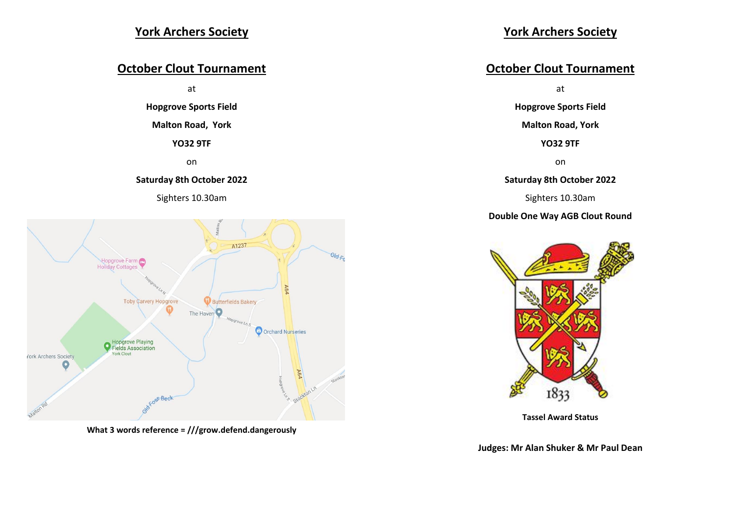# York Archers Society

## October Clout Tournament

at

**Hopgrove Sports Field**

**Malton Road, York**

**YO32 9TF**

on

**Saturday 8th October 2022**

Sighters 10.30am

**What 3 words reference = ///grow.defend.dangerously**

# York Archers Society

## October Clout Tournament

at

**Hopgrove Sports Field**

**Malton Road, York**

**YO32 9TF**

on

**Saturday 8th October 2022**

Sighters 10.30am

**Double One Way AGB Clout Round**

**Tassel Award Status**

**Judges: Mr Alan Shuker & Mr Paul Dean**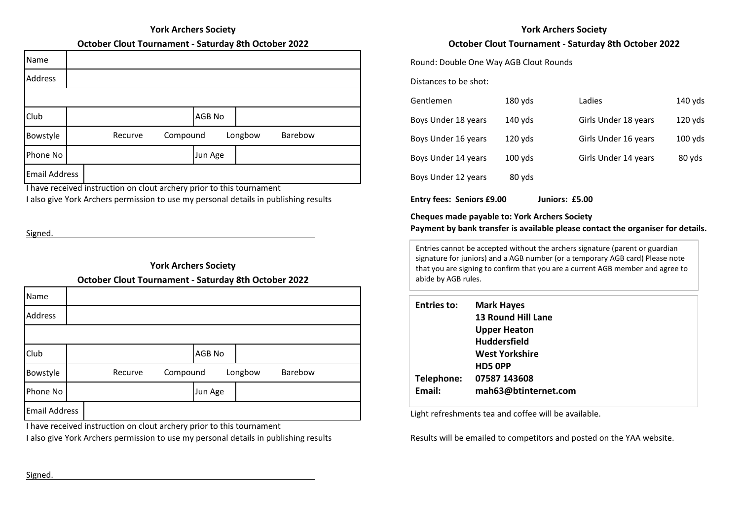## York Archers Society

### October Clout Tournament - Saturday 8th October 2022

| | | | | | |
|---|---|---|---|---|---|
| Name | | | | | |
| Address | | | | | |
| | | | | | |
| Club | | | AGB No | | |
| Bowstyle | Recurve | Compound | Longbow | Barebow | |
| Phone No | | | Jun Age | | |
| Email Address | | | | | |

I have received instruction on clout archery prior to this tournament
I also give York Archers permission to use my personal details in publishing results

Signed. ____________________________________________

## York Archers Society

### October Clout Tournament - Saturday 8th October 2022

| | | | | | |
|---|---|---|---|---|---|
| Name | | | | | |
| Address | | | | | |
| | | | | | |
| Club | | | AGB No | | |
| Bowstyle | Recurve | Compound | Longbow | Barebow | |
| Phone No | | | Jun Age | | |
| Email Address | | | | | |

I have received instruction on clout archery prior to this tournament
I also give York Archers permission to use my personal details in publishing results

Signed. ____________________________________________

## York Archers Society

### October Clout Tournament - Saturday 8th October 2022

Round: Double One Way AGB Clout Rounds

Distances to be shot:

| | | | |
|---|---|---|---|
| Gentlemen | 180 yds | Ladies | 140 yds |
| Boys Under 18 years | 140 yds | Girls Under 18 years | 120 yds |
| Boys Under 16 years | 120 yds | Girls Under 16 years | 100 yds |
| Boys Under 14 years | 100 yds | Girls Under 14 years | 80 yds |
| Boys Under 12 years | 80 yds | | |

**Entry fees: Seniors £9.00 Juniors: £5.00**

**Cheques made payable to: York Archers Society**
**Payment by bank transfer is available please contact the organiser for details.**

Entries cannot be accepted without the archers signature (parent or guardian signature for juniors) and a AGB number (or a temporary AGB card) Please note that you are signing to confirm that you are a current AGB member and agree to abide by AGB rules.

**Entries to:** **Mark Hayes**
**13 Round Hill Lane**
**Upper Heaton**
**Huddersfield**
**West Yorkshire**
**HD5 0PP**
**Telephone:** **07587 143608**
**Email:** **mah63@btinternet.com**

Light refreshments tea and coffee will be available.

Results will be emailed to competitors and posted on the YAA website.